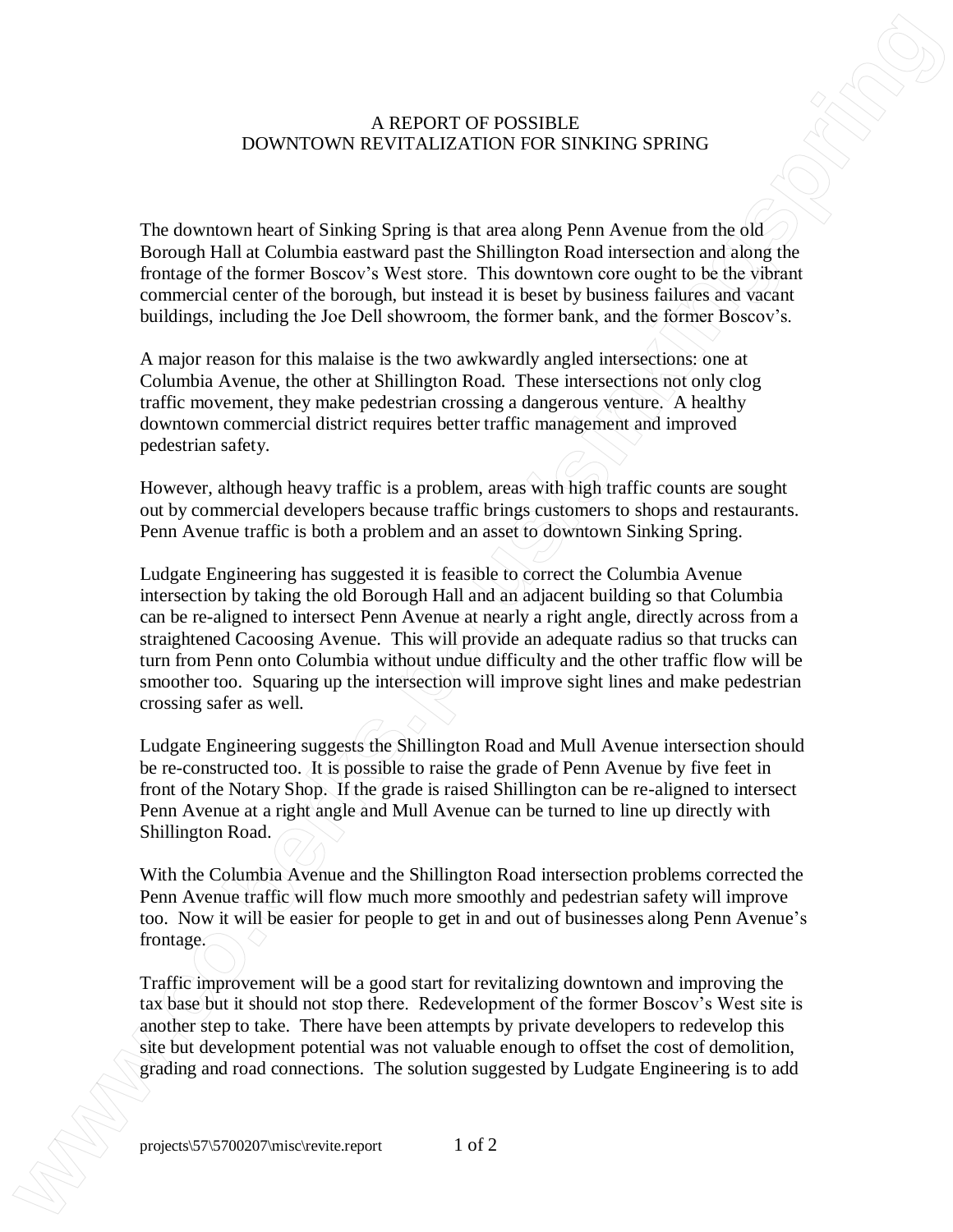# A REPORT OF POSSIBLE DOWNTOWN REVITALIZATION FOR SINKING SPRING

The downtown heart of Sinking Spring is that area along Penn Avenue from the old Borough Hall at Columbia eastward past the Shillington Road intersection and along the frontage of the former Boscov's West store. This downtown core ought to be the vibrant commercial center of the borough, but instead it is beset by business failures and vacant buildings, including the Joe Dell showroom, the former bank, and the former Boscov's.

A major reason for this malaise is the two awkwardly angled intersections: one at Columbia Avenue, the other at Shillington Road. These intersections not only clog traffic movement, they make pedestrian crossing a dangerous venture. A healthy downtown commercial district requires better traffic management and improved pedestrian safety.

However, although heavy traffic is a problem, areas with high traffic counts are sought out by commercial developers because traffic brings customers to shops and restaurants. Penn Avenue traffic is both a problem and an asset to downtown Sinking Spring.

Ludgate Engineering has suggested it is feasible to correct the Columbia Avenue intersection by taking the old Borough Hall and an adjacent building so that Columbia can be re-aligned to intersect Penn Avenue at nearly a right angle, directly across from a straightened Cacoosing Avenue. This will provide an adequate radius so that trucks can turn from Penn onto Columbia without undue difficulty and the other traffic flow will be smoother too. Squaring up the intersection will improve sight lines and make pedestrian crossing safer as well.

Ludgate Engineering suggests the Shillington Road and Mull Avenue intersection should be re-constructed too. It is possible to raise the grade of Penn Avenue by five feet in front of the Notary Shop. If the grade is raised Shillington can be re-aligned to intersect Penn Avenue at a right angle and Mull Avenue can be turned to line up directly with Shillington Road.

With the Columbia Avenue and the Shillington Road intersection problems corrected the Penn Avenue traffic will flow much more smoothly and pedestrian safety will improve too. Now it will be easier for people to get in and out of businesses along Penn Avenue's frontage.

Traffic improvement will be a good start for revitalizing downtown and improving the tax base but it should not stop there. Redevelopment of the former Boscov's West site is another step to take. There have been attempts by private developers to redevelop this site but development potential was not valuable enough to offset the cost of demolition, grading and road connections. The solution suggested by Ludgate Engineering is to add

projects\57\5700207\misc\revite.report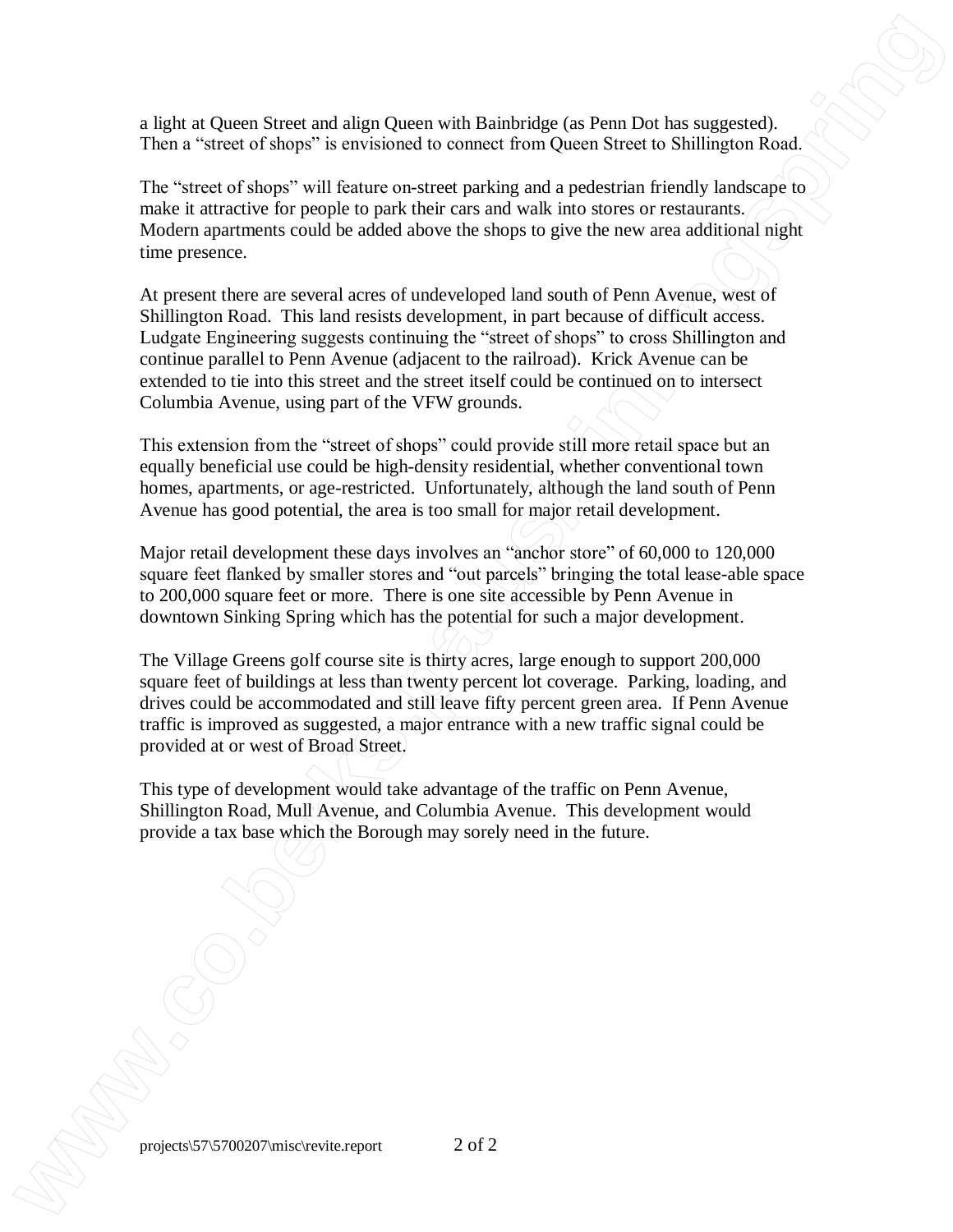a light at Queen Street and align Queen with Bainbridge (as Penn Dot has suggested). Then a "street of shops" is envisioned to connect from Queen Street to Shillington Road.

The "street of shops" will feature on-street parking and a pedestrian friendly landscape to make it attractive for people to park their cars and walk into stores or restaurants. Modern apartments could be added above the shops to give the new area additional night time presence.

At present there are several acres of undeveloped land south of Penn Avenue, west of Shillington Road. This land resists development, in part because of difficult access. Ludgate Engineering suggests continuing the "street of shops" to cross Shillington and continue parallel to Penn Avenue (adjacent to the railroad). Krick Avenue can be extended to tie into this street and the street itself could be continued on to intersect Columbia Avenue, using part of the VFW grounds.

This extension from the "street of shops" could provide still more retail space but an equally beneficial use could be high-density residential, whether conventional town homes, apartments, or age-restricted. Unfortunately, although the land south of Penn Avenue has good potential, the area is too small for major retail development.

Major retail development these days involves an "anchor store" of 60,000 to 120,000 square feet flanked by smaller stores and "out parcels" bringing the total lease-able space to 200,000 square feet or more. There is one site accessible by Penn Avenue in downtown Sinking Spring which has the potential for such a major development.

The Village Greens golf course site is thirty acres, large enough to support 200,000 square feet of buildings at less than twenty percent lot coverage. Parking, loading, and drives could be accommodated and still leave fifty percent green area. If Penn Avenue traffic is improved as suggested, a major entrance with a new traffic signal could be provided at or west of Broad Street.

This type of development would take advantage of the traffic on Penn Avenue, Shillington Road, Mull Avenue, and Columbia Avenue. This development would provide a tax base which the Borough may sorely need in the future.

projects\57\5700207\misc\revite.report